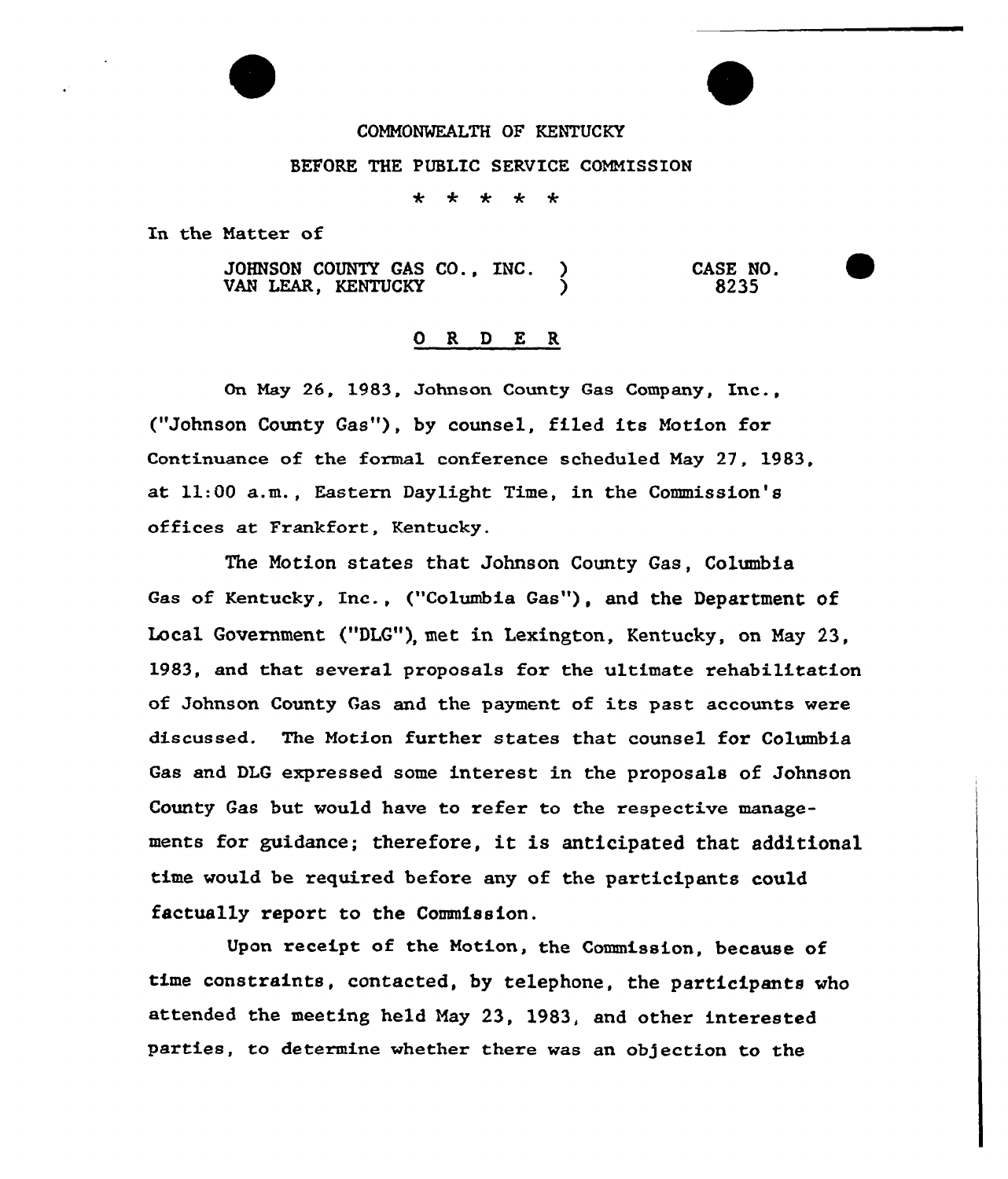COMMONWEALTH OF KENTUCKY

BEFORE THE PUBLIC SERVICE COMMISSION

\* \* \* \* \*

In the Matter of

| | |
|---|---|
| JOHNSON COUNTY GAS CO., INC. ) <br> VAN LEAR, KENTUCKY ) | CASE NO. <br> 8235 |

## O R D E R

On May 26, 1983, Johnson County Gas Company, Inc., ("Johnson County Gas"), by counsel, filed its Motion for Continuance of the formal conference scheduled May 27, 1983, at 11:00 a.m., Eastern Daylight Time, in the Commission's offices at Frankfort, Kentucky.

The Motion states that Johnson County Gas, Columbia Gas of Kentucky, Inc., ("Columbia Gas"), and the Department of Local Government ("DLG"), met in Lexington, Kentucky, on May 23, 1983, and that several proposals for the ultimate rehabilitation of Johnson County Gas and the payment of its past accounts were discussed. The Motion further states that counsel for Columbia Gas and DLG expressed some interest in the proposals of Johnson County Gas but would have to refer to the respective managements for guidance; therefore, it is anticipated that additional time would be required before any of the participants could factually report to the Commission.

Upon receipt of the Motion, the Commission, because of time constraints, contacted, by telephone, the participants who attended the meeting held May 23, 1983, and other interested parties, to determine whether there was an objection to the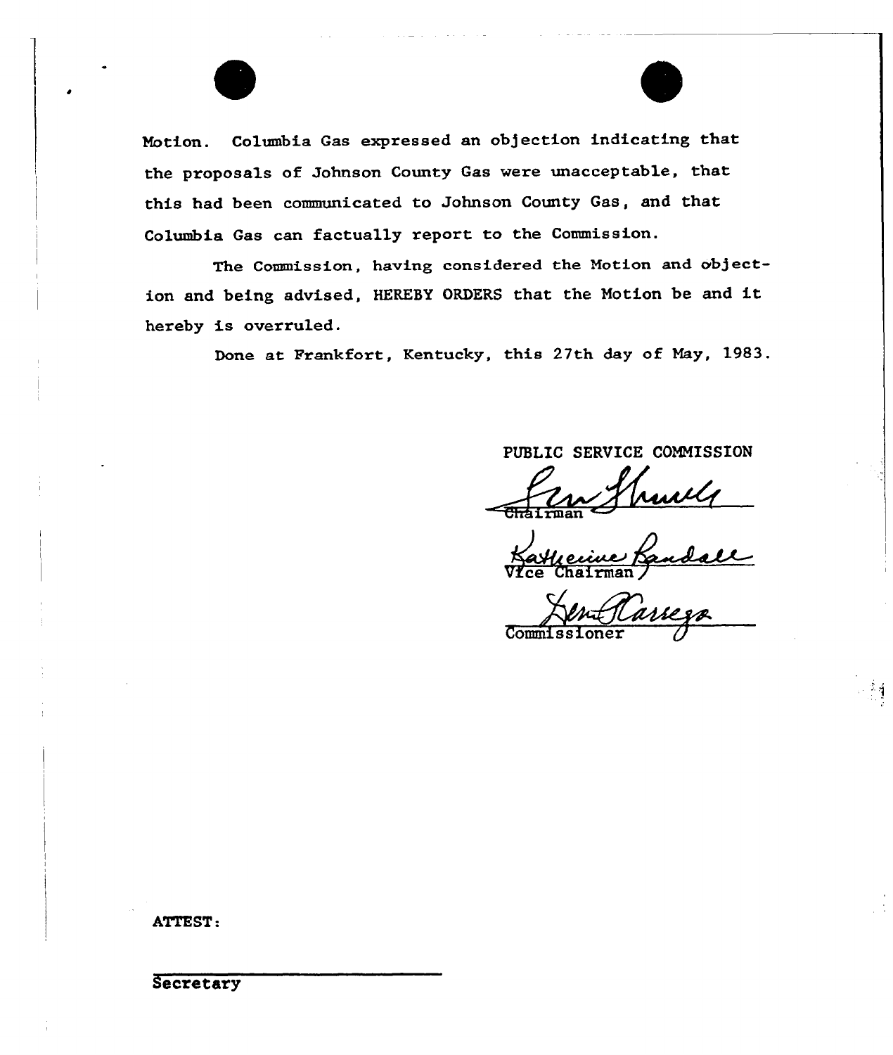Motion. Columbia Gas expressed an objection indicating that the proposals of Johnson County Gas were unacceptable, that this had been communicated to Johnson County Gas, and that Columbia Gas can factually report to the Commission.

The Commission, having considered the Motion and objection and being advised, HEREBY ORDERS that the Motion be and it hereby is overruled.

Done at Frankfort, Kentucky, this 27th day of May, 1983.

PUBLIC SERVICE COMMISSION

Chairman

Vice Chairman

Commissioner

ATTEST:

Secretary